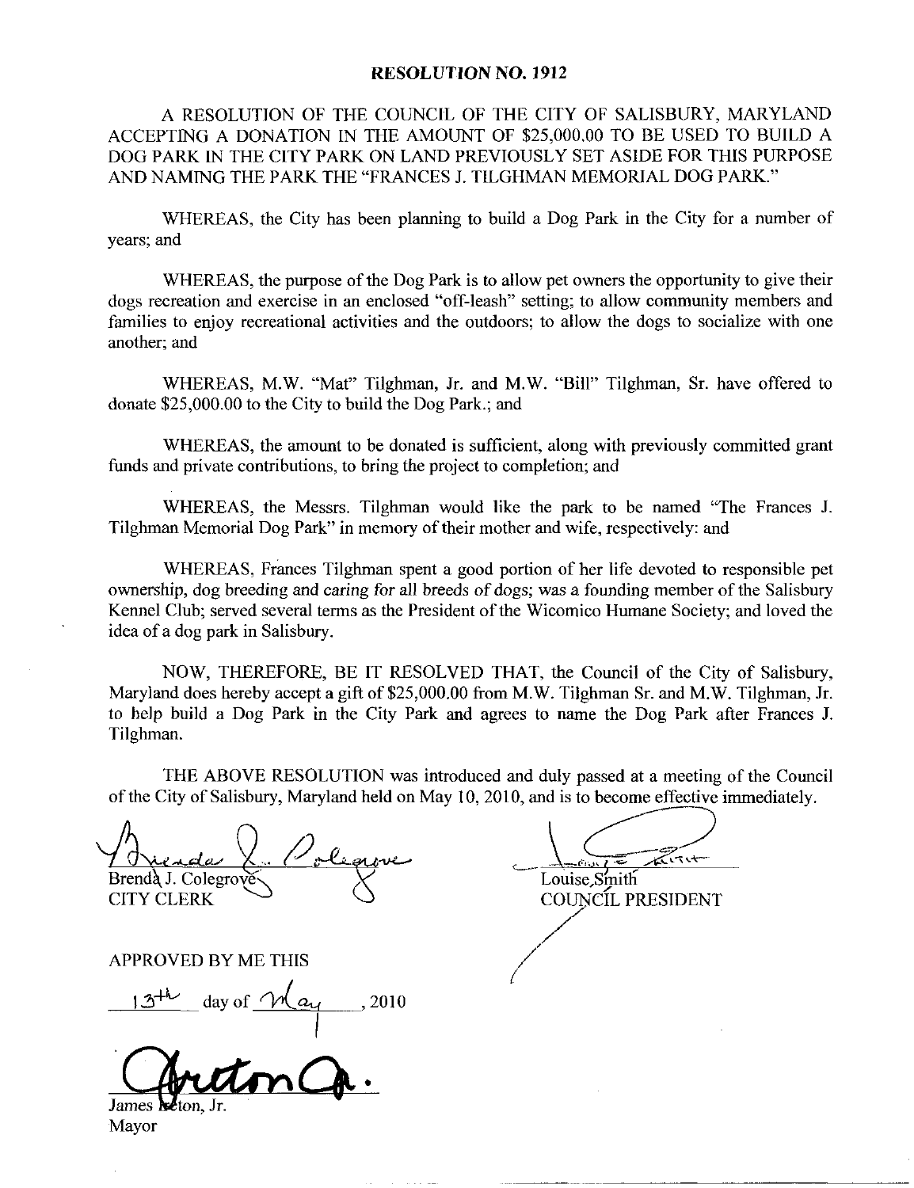**RESOLUTION NO. 1912**

A RESOLUTION OF THE COUNCIL OF THE CITY OF SALISBURY, MARYLAND ACCEPTING A DONATION IN THE AMOUNT OF $25,000.00 TO BE USED TO BUILD A DOG PARK IN THE CITY PARK ON LAND PREVIOUSLY SET ASIDE FOR THIS PURPOSE AND NAMING THE PARK THE "FRANCES J. TILGHMAN MEMORIAL DOG PARK."

WHEREAS, the City has been planning to build a Dog Park in the City for a number of years; and

WHEREAS, the purpose of the Dog Park is to allow pet owners the opportunity to give their dogs recreation and exercise in an enclosed "off-leash" setting; to allow community members and families to enjoy recreational activities and the outdoors; to allow the dogs to socialize with one another; and

WHEREAS, M.W. "Mat" Tilghman, Jr. and M.W. "Bill" Tilghman, Sr. have offered to donate $25,000.00 to the City to build the Dog Park.; and

WHEREAS, the amount to be donated is sufficient, along with previously committed grant funds and private contributions, to bring the project to completion; and

WHEREAS, the Messrs. Tilghman would like the park to be named "The Frances J. Tilghman Memorial Dog Park" in memory of their mother and wife, respectively: and

WHEREAS, Frances Tilghman spent a good portion of her life devoted to responsible pet ownership, dog breeding and caring for all breeds of dogs; was a founding member of the Salisbury Kennel Club; served several terms as the President of the Wicomico Humane Society; and loved the idea of a dog park in Salisbury.

NOW, THEREFORE, BE IT RESOLVED THAT, the Council of the City of Salisbury, Maryland does hereby accept a gift of $25,000.00 from M.W. Tilghman Sr. and M.W. Tilghman, Jr. to help build a Dog Park in the City Park and agrees to name the Dog Park after Frances J. Tilghman.

THE ABOVE RESOLUTION was introduced and duly passed at a meeting of the Council of the City of Salisbury, Maryland held on May 10, 2010, and is to become effective immediately.

Brenda J. Colegrove
CITY CLERK

Louise Smith
COUNCIL PRESIDENT

APPROVED BY ME THIS

13th day of May, 2010

James Ireton, Jr.
Mayor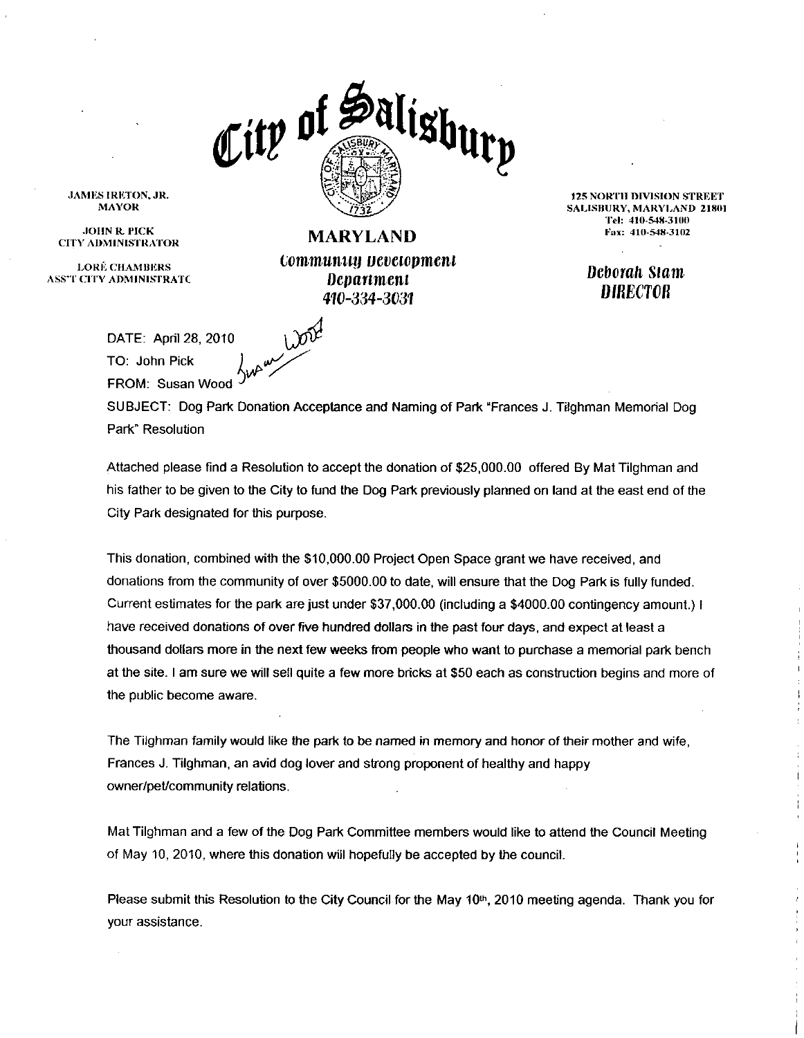# City of Salisbury

JAMES IRETON, JR.
MAYOR

JOHN R. PICK
CITY ADMINISTRATOR

LORÉ CHAMBERS
ASS'T CITY ADMINISTRATC

**MARYLAND**

*Community Development Department*
*410-334-3031*

125 NORTH DIVISION STREET
SALISBURY, MARYLAND 21801
Tel: 410-548-3100
Fax: 410-548-3102

***Deborah Stam***
***DIRECTOR***

DATE: April 28, 2010
TO: John Pick
FROM: Susan Wood

SUBJECT: Dog Park Donation Acceptance and Naming of Park "Frances J. Tilghman Memorial Dog Park" Resolution

Attached please find a Resolution to accept the donation of $25,000.00 offered By Mat Tilghman and his father to be given to the City to fund the Dog Park previously planned on land at the east end of the City Park designated for this purpose.

This donation, combined with the $10,000.00 Project Open Space grant we have received, and donations from the community of over $5000.00 to date, will ensure that the Dog Park is fully funded. Current estimates for the park are just under $37,000.00 (including a $4000.00 contingency amount.) I have received donations of over five hundred dollars in the past four days, and expect at least a thousand dollars more in the next few weeks from people who want to purchase a memorial park bench at the site. I am sure we will sell quite a few more bricks at $50 each as construction begins and more of the public become aware.

The Tilghman family would like the park to be named in memory and honor of their mother and wife, Frances J. Tilghman, an avid dog lover and strong proponent of healthy and happy owner/pet/community relations.

Mat Tilghman and a few of the Dog Park Committee members would like to attend the Council Meeting of May 10, 2010, where this donation will hopefully be accepted by the council.

Please submit this Resolution to the City Council for the May 10th, 2010 meeting agenda. Thank you for your assistance.